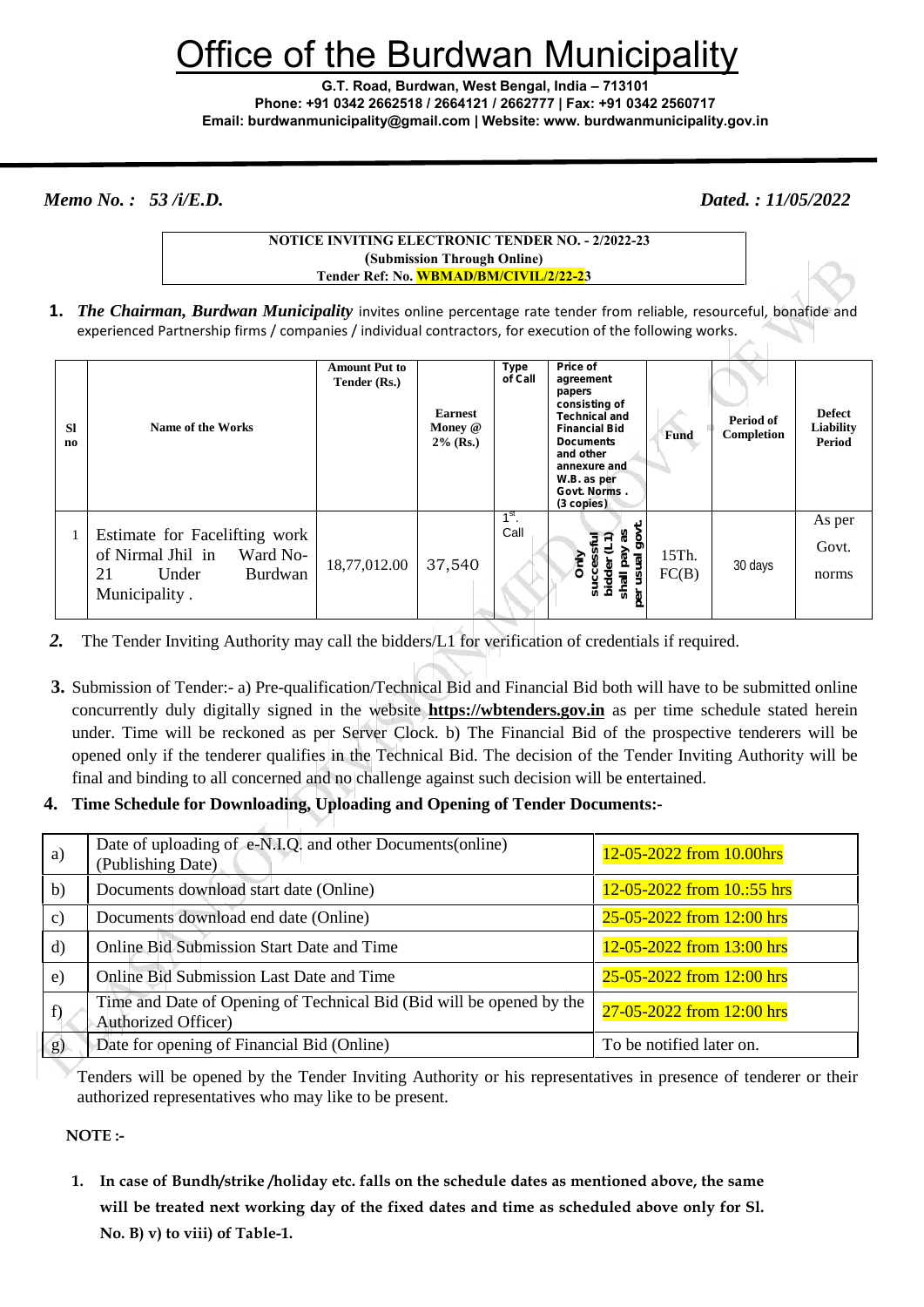# Office of the Burdwan Municipality

**G.T. Road, Burdwan, West Bengal, India – 713101**
**Phone: +91 0342 2662518 / 2664121 / 2662777 | Fax: +91 0342 2560717**
**Email: burdwanmunicipality@gmail.com | Website: www. burdwanmunicipality.gov.in**

*Memo No. : 53 /i/E.D.* *Dated. : 11/05/2022*

**NOTICE INVITING ELECTRONIC TENDER NO. - 2/2022-23**
**(Submission Through Online)**
**Tender Ref: No. WBMAD/BM/CIVIL/2/22-23**

**1.** ***The Chairman, Burdwan Municipality*** invites online percentage rate tender from reliable, resourceful, bonafide and experienced Partnership firms / companies / individual contractors, for execution of the following works.

| Sl no | Name of the Works | Amount Put to Tender (Rs.) | Earnest Money @ 2% (Rs.) | Type of Call | Price of agreement papers consisting of Technical and Financial Bid Documents and other annexure and W.B. as per Govt. Norms . (3 copies) | Fund | Period of Completion | Defect Liability Period |
|---|---|---|---|---|---|---|---|---|
| 1 | Estimate for Facelifting work of Nirmal Jhil in Ward No-21 Under Burdwan Municipality . | 18,77,012.00 | 37,540 | 1st. Call | Only successful bidder (L1) shall pay as per usual govt. | 15Th. FC(B) | 30 days | As per Govt. norms |

*2.* The Tender Inviting Authority may call the bidders/L1 for verification of credentials if required.

**3.** Submission of Tender:- a) Pre-qualification/Technical Bid and Financial Bid both will have to be submitted online concurrently duly digitally signed in the website **https://wbtenders.gov.in** as per time schedule stated herein under. Time will be reckoned as per Server Clock. b) The Financial Bid of the prospective tenderers will be opened only if the tenderer qualifies in the Technical Bid. The decision of the Tender Inviting Authority will be final and binding to all concerned and no challenge against such decision will be entertained.

**4. Time Schedule for Downloading, Uploading and Opening of Tender Documents:-**

| | | |
|---|---|---|
| a) | Date of uploading of e-N.I.Q. and other Documents(online) (Publishing Date) | 12-05-2022 from 10.00hrs |
| b) | Documents download start date (Online) | 12-05-2022 from 10.:55 hrs |
| c) | Documents download end date (Online) | 25-05-2022 from 12:00 hrs |
| d) | Online Bid Submission Start Date and Time | 12-05-2022 from 13:00 hrs |
| e) | Online Bid Submission Last Date and Time | 25-05-2022 from 12:00 hrs |
| f) | Time and Date of Opening of Technical Bid (Bid will be opened by the Authorized Officer) | 27-05-2022 from 12:00 hrs |
| g) | Date for opening of Financial Bid (Online) | To be notified later on. |

Tenders will be opened by the Tender Inviting Authority or his representatives in presence of tenderer or their authorized representatives who may like to be present.

**NOTE :-**

1. **In case of Bundh/strike /holiday etc. falls on the schedule dates as mentioned above, the same will be treated next working day of the fixed dates and time as scheduled above only for Sl. No. B) v) to viii) of Table-1.**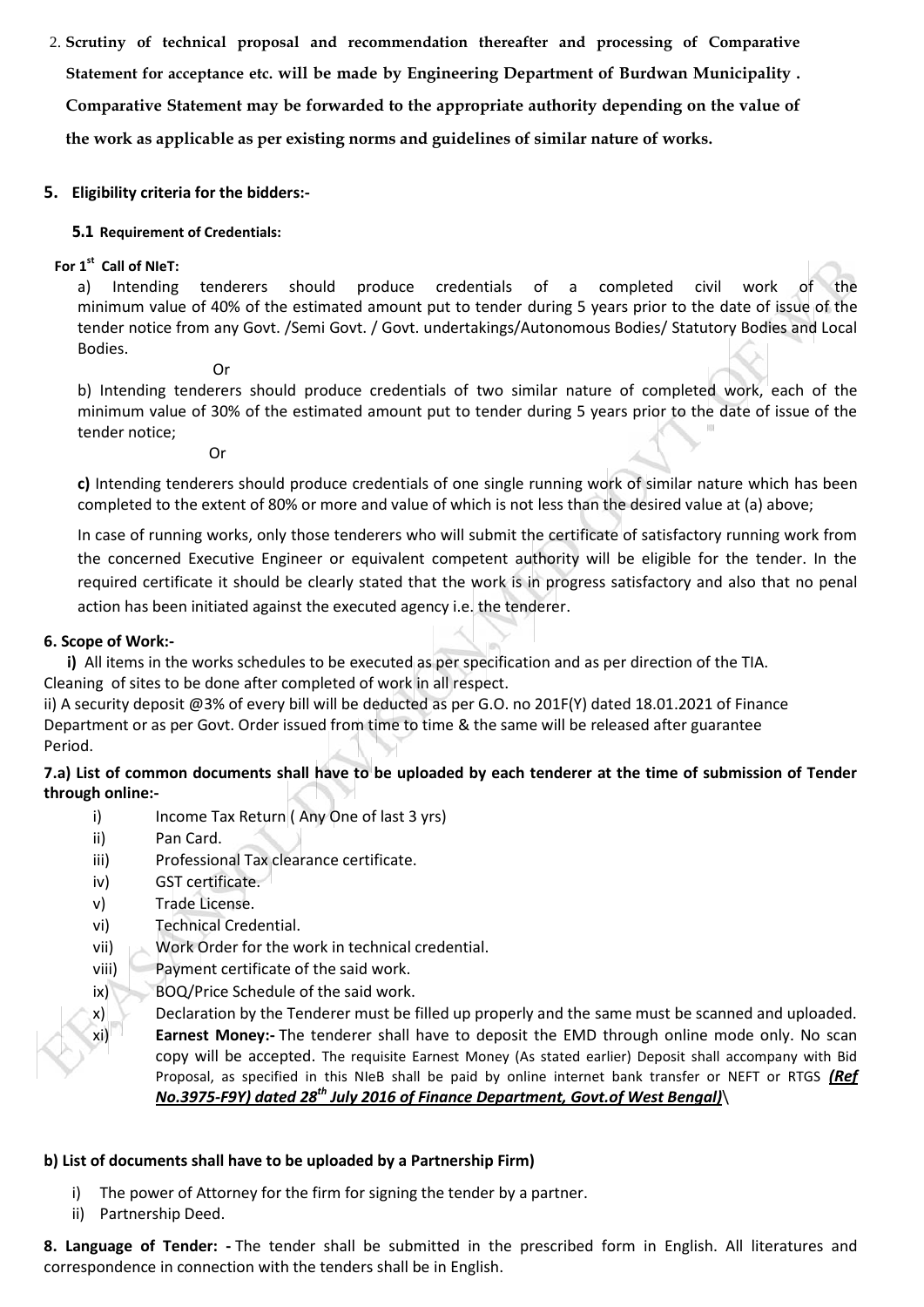2. **Scrutiny of technical proposal and recommendation thereafter and processing of Comparative Statement for acceptance etc. will be made by Engineering Department of Burdwan Municipality . Comparative Statement may be forwarded to the appropriate authority depending on the value of the work as applicable as per existing norms and guidelines of similar nature of works.**

## 5. Eligibility criteria for the bidders:-

### 5.1 Requirement of Credentials:

**For 1st Call of NIeT:**

a) Intending tenderers should produce credentials of a completed civil work of the minimum value of 40% of the estimated amount put to tender during 5 years prior to the date of issue of the tender notice from any Govt. /Semi Govt. / Govt. undertakings/Autonomous Bodies/ Statutory Bodies and Local Bodies.

Or

b) Intending tenderers should produce credentials of two similar nature of completed work, each of the minimum value of 30% of the estimated amount put to tender during 5 years prior to the date of issue of the tender notice;

Or

**c)** Intending tenderers should produce credentials of one single running work of similar nature which has been completed to the extent of 80% or more and value of which is not less than the desired value at (a) above;

In case of running works, only those tenderers who will submit the certificate of satisfactory running work from the concerned Executive Engineer or equivalent competent authority will be eligible for the tender. In the required certificate it should be clearly stated that the work is in progress satisfactory and also that no penal action has been initiated against the executed agency i.e. the tenderer.

**6. Scope of Work:-**

**i)** All items in the works schedules to be executed as per specification and as per direction of the TIA. Cleaning of sites to be done after completed of work in all respect.

ii) A security deposit @3% of every bill will be deducted as per G.O. no 201F(Y) dated 18.01.2021 of Finance Department or as per Govt. Order issued from time to time & the same will be released after guarantee Period.

**7.a) List of common documents shall have to be uploaded by each tenderer at the time of submission of Tender through online:-**

i) Income Tax Return ( Any One of last 3 yrs)
ii) Pan Card.
iii) Professional Tax clearance certificate.
iv) GST certificate.
v) Trade License.
vi) Technical Credential.
vii) Work Order for the work in technical credential.
viii) Payment certificate of the said work.
ix) BOQ/Price Schedule of the said work.
x) Declaration by the Tenderer must be filled up properly and the same must be scanned and uploaded.
xi) **Earnest Money:-** The tenderer shall have to deposit the EMD through online mode only. No scan copy will be accepted. The requisite Earnest Money (As stated earlier) Deposit shall accompany with Bid Proposal, as specified in this NIeB shall be paid by online internet bank transfer or NEFT or RTGS ***(Ref No.3975-F9Y) dated 28th July 2016 of Finance Department, Govt.of West Bengal)***\

**b) List of documents shall have to be uploaded by a Partnership Firm)**

i) The power of Attorney for the firm for signing the tender by a partner.
ii) Partnership Deed.

**8. Language of Tender: -** The tender shall be submitted in the prescribed form in English. All literatures and correspondence in connection with the tenders shall be in English.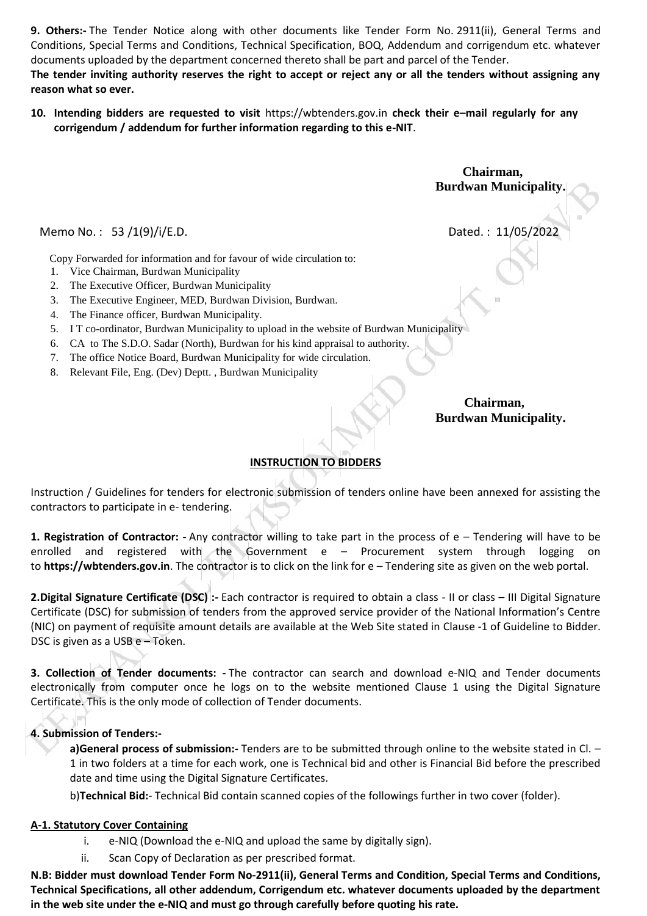**9. Others:-** The Tender Notice along with other documents like Tender Form No. 2911(ii), General Terms and Conditions, Special Terms and Conditions, Technical Specification, BOQ, Addendum and corrigendum etc. whatever documents uploaded by the department concerned thereto shall be part and parcel of the Tender.

**The tender inviting authority reserves the right to accept or reject any or all the tenders without assigning any reason what so ever.**

**10. Intending bidders are requested to visit** https://wbtenders.gov.in **check their e–mail regularly for any corrigendum / addendum for further information regarding to this e-NIT**.

**Chairman,**
**Burdwan Municipality.**

Memo No. : 53 /1(9)/i/E.D. Dated. : 11/05/2022

Copy Forwarded for information and for favour of wide circulation to:

1. Vice Chairman, Burdwan Municipality
2. The Executive Officer, Burdwan Municipality
3. The Executive Engineer, MED, Burdwan Division, Burdwan.
4. The Finance officer, Burdwan Municipality.
5. I T co-ordinator, Burdwan Municipality to upload in the website of Burdwan Municipality
6. CA to The S.D.O. Sadar (North), Burdwan for his kind appraisal to authority.
7. The office Notice Board, Burdwan Municipality for wide circulation.
8. Relevant File, Eng. (Dev) Deptt. , Burdwan Municipality

**Chairman,**
**Burdwan Municipality.**

## INSTRUCTION TO BIDDERS

Instruction / Guidelines for tenders for electronic submission of tenders online have been annexed for assisting the contractors to participate in e- tendering.

**1. Registration of Contractor: -** Any contractor willing to take part in the process of e – Tendering will have to be enrolled and registered with the Government e – Procurement system through logging on to **https://wbtenders.gov.in**. The contractor is to click on the link for e – Tendering site as given on the web portal.

**2.Digital Signature Certificate (DSC) :-** Each contractor is required to obtain a class - II or class – III Digital Signature Certificate (DSC) for submission of tenders from the approved service provider of the National Information's Centre (NIC) on payment of requisite amount details are available at the Web Site stated in Clause -1 of Guideline to Bidder. DSC is given as a USB e – Token.

**3. Collection of Tender documents: -** The contractor can search and download e-NIQ and Tender documents electronically from computer once he logs on to the website mentioned Clause 1 using the Digital Signature Certificate. This is the only mode of collection of Tender documents.

**4. Submission of Tenders:-**

**a)General process of submission:-** Tenders are to be submitted through online to the website stated in Cl. – 1 in two folders at a time for each work, one is Technical bid and other is Financial Bid before the prescribed date and time using the Digital Signature Certificates.

b)**Technical Bid:**- Technical Bid contain scanned copies of the followings further in two cover (folder).

**A-1. Statutory Cover Containing**

i. e-NIQ (Download the e-NIQ and upload the same by digitally sign).
ii. Scan Copy of Declaration as per prescribed format.

**N.B: Bidder must download Tender Form No-2911(ii), General Terms and Condition, Special Terms and Conditions, Technical Specifications, all other addendum, Corrigendum etc. whatever documents uploaded by the department in the web site under the e-NIQ and must go through carefully before quoting his rate.**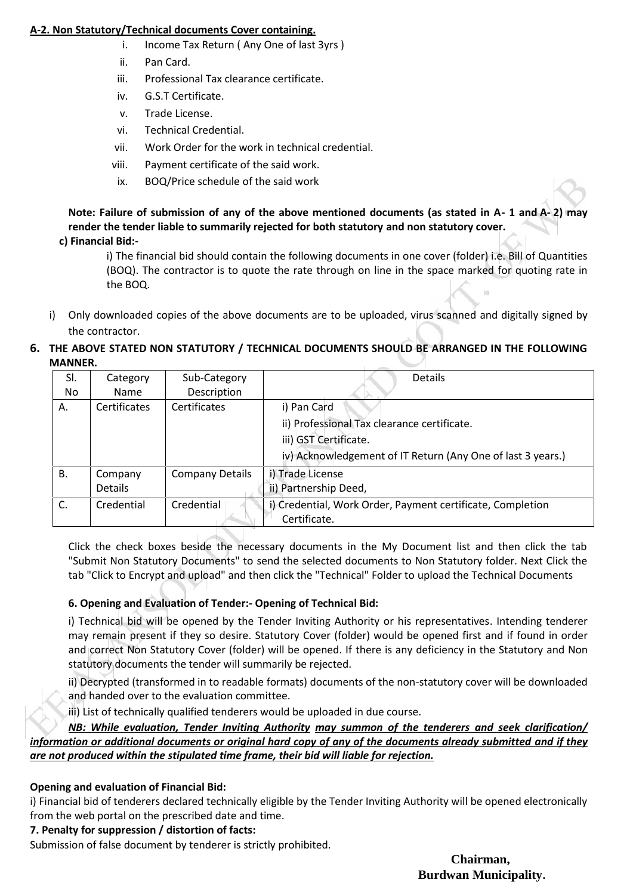**A-2. Non Statutory/Technical documents Cover containing.**

i. Income Tax Return ( Any One of last 3yrs )
ii. Pan Card.
iii. Professional Tax clearance certificate.
iv. G.S.T Certificate.
v. Trade License.
vi. Technical Credential.
vii. Work Order for the work in technical credential.
viii. Payment certificate of the said work.
ix. BOQ/Price schedule of the said work

**Note: Failure of submission of any of the above mentioned documents (as stated in A- 1 and A- 2) may render the tender liable to summarily rejected for both statutory and non statutory cover.**

**c) Financial Bid:-**

i) The financial bid should contain the following documents in one cover (folder) i.e. Bill of Quantities (BOQ). The contractor is to quote the rate through on line in the space marked for quoting rate in the BOQ.

i) Only downloaded copies of the above documents are to be uploaded, virus scanned and digitally signed by the contractor.

**6. THE ABOVE STATED NON STATUTORY / TECHNICAL DOCUMENTS SHOULD BE ARRANGED IN THE FOLLOWING MANNER.**

| Sl. No | Category Name | Sub-Category Description | Details |
|---|---|---|---|
| A. | Certificates | Certificates | i) Pan Card<br>ii) Professional Tax clearance certificate.<br>iii) GST Certificate.<br>iv) Acknowledgement of IT Return (Any One of last 3 years.) |
| B. | Company Details | Company Details | i) Trade License<br>ii) Partnership Deed, |
| C. | Credential | Credential | i) Credential, Work Order, Payment certificate, Completion Certificate. |

Click the check boxes beside the necessary documents in the My Document list and then click the tab "Submit Non Statutory Documents" to send the selected documents to Non Statutory folder. Next Click the tab "Click to Encrypt and upload" and then click the "Technical" Folder to upload the Technical Documents

**6. Opening and Evaluation of Tender:- Opening of Technical Bid:**

i) Technical bid will be opened by the Tender Inviting Authority or his representatives. Intending tenderer may remain present if they so desire. Statutory Cover (folder) would be opened first and if found in order and correct Non Statutory Cover (folder) will be opened. If there is any deficiency in the Statutory and Non statutory documents the tender will summarily be rejected.

ii) Decrypted (transformed in to readable formats) documents of the non-statutory cover will be downloaded and handed over to the evaluation committee.

iii) List of technically qualified tenderers would be uploaded in due course.

***NB: While evaluation, Tender Inviting Authority may summon of the tenderers and seek clarification/ information or additional documents or original hard copy of any of the documents already submitted and if they are not produced within the stipulated time frame, their bid will liable for rejection.***

**Opening and evaluation of Financial Bid:**

i) Financial bid of tenderers declared technically eligible by the Tender Inviting Authority will be opened electronically from the web portal on the prescribed date and time.

**7. Penalty for suppression / distortion of facts:**

Submission of false document by tenderer is strictly prohibited.

**Chairman,**
**Burdwan Municipality.**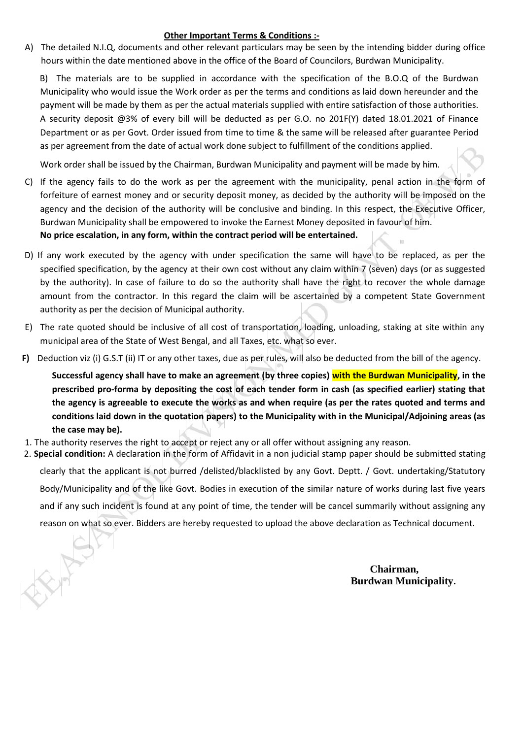**Other Important Terms & Conditions :-**

A) The detailed N.I.Q, documents and other relevant particulars may be seen by the intending bidder during office hours within the date mentioned above in the office of the Board of Councilors, Burdwan Municipality.

B) The materials are to be supplied in accordance with the specification of the B.O.Q of the Burdwan Municipality who would issue the Work order as per the terms and conditions as laid down hereunder and the payment will be made by them as per the actual materials supplied with entire satisfaction of those authorities. A security deposit @3% of every bill will be deducted as per G.O. no 201F(Y) dated 18.01.2021 of Finance Department or as per Govt. Order issued from time to time & the same will be released after guarantee Period as per agreement from the date of actual work done subject to fulfillment of the conditions applied.

Work order shall be issued by the Chairman, Burdwan Municipality and payment will be made by him.

C) If the agency fails to do the work as per the agreement with the municipality, penal action in the form of forfeiture of earnest money and or security deposit money, as decided by the authority will be imposed on the agency and the decision of the authority will be conclusive and binding. In this respect, the Executive Officer, Burdwan Municipality shall be empowered to invoke the Earnest Money deposited in favour of him.
**No price escalation, in any form, within the contract period will be entertained.**

D) If any work executed by the agency with under specification the same will have to be replaced, as per the specified specification, by the agency at their own cost without any claim within 7 (seven) days (or as suggested by the authority). In case of failure to do so the authority shall have the right to recover the whole damage amount from the contractor. In this regard the claim will be ascertained by a competent State Government authority as per the decision of Municipal authority.

E) The rate quoted should be inclusive of all cost of transportation, loading, unloading, staking at site within any municipal area of the State of West Bengal, and all Taxes, etc. what so ever.

**F)** Deduction viz (i) G.S.T (ii) IT or any other taxes, due as per rules, will also be deducted from the bill of the agency.

**Successful agency shall have to make an agreement (by three copies) with the Burdwan Municipality, in the prescribed pro-forma by depositing the cost of each tender form in cash (as specified earlier) stating that the agency is agreeable to execute the works as and when require (as per the rates quoted and terms and conditions laid down in the quotation papers) to the Municipality with in the Municipal/Adjoining areas (as the case may be).**

1. The authority reserves the right to accept or reject any or all offer without assigning any reason.
2. **Special condition:** A declaration in the form of Affidavit in a non judicial stamp paper should be submitted stating clearly that the applicant is not burred /delisted/blacklisted by any Govt. Deptt. / Govt. undertaking/Statutory Body/Municipality and of the like Govt. Bodies in execution of the similar nature of works during last five years and if any such incident is found at any point of time, the tender will be cancel summarily without assigning any reason on what so ever. Bidders are hereby requested to upload the above declaration as Technical document.

**Chairman,**
**Burdwan Municipality.**